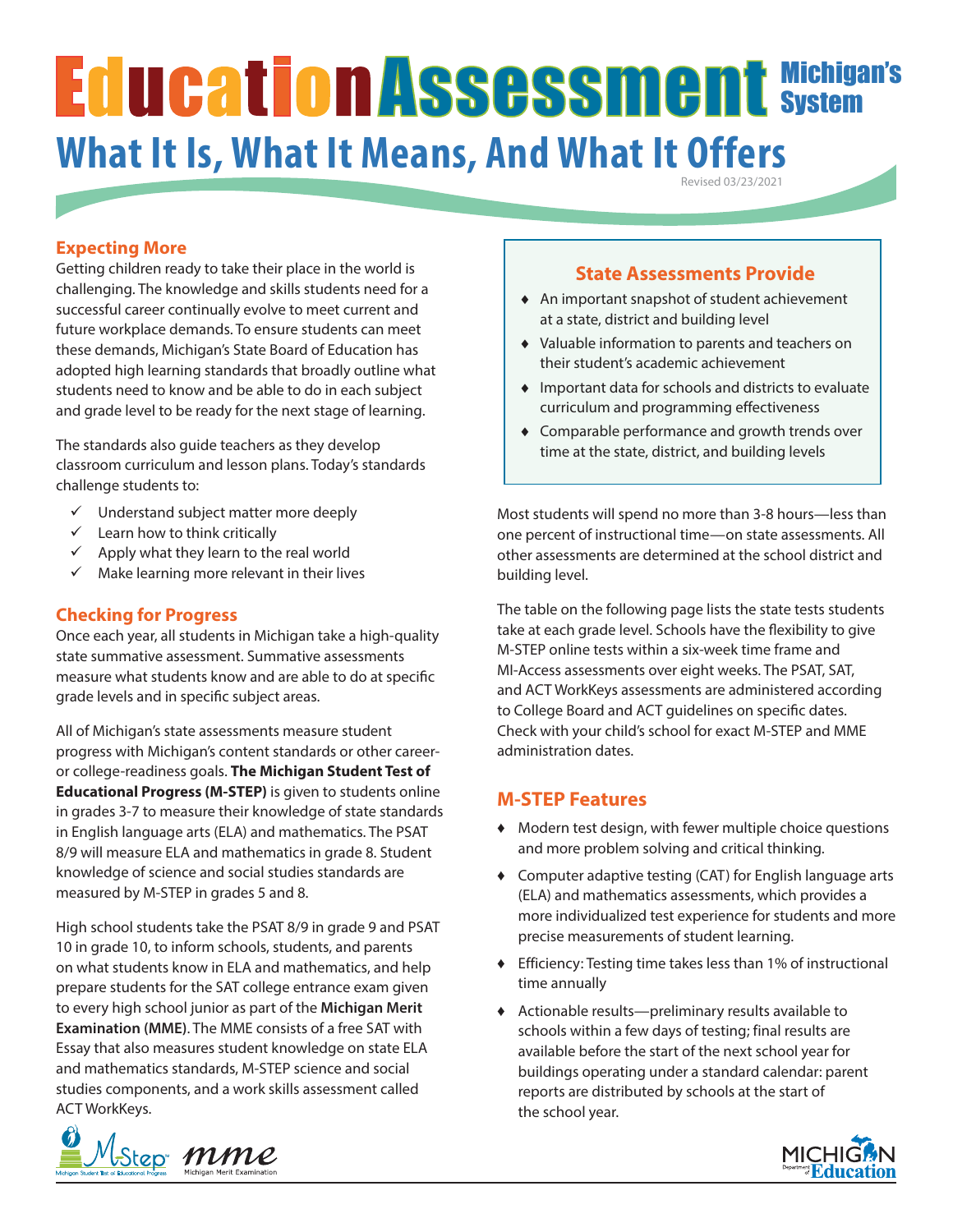# Education Assessment Michigan's System

## What It Is, What It Means, And What It Offers

Revised 03/23/2021

### Expecting More

Getting children ready to take their place in the world is challenging. The knowledge and skills students need for a successful career continually evolve to meet current and future workplace demands. To ensure students can meet these demands, Michigan's State Board of Education has adopted high learning standards that broadly outline what students need to know and be able to do in each subject and grade level to be ready for the next stage of learning.

The standards also guide teachers as they develop classroom curriculum and lesson plans. Today's standards challenge students to:

- ✓ Understand subject matter more deeply
- ✓ Learn how to think critically
- ✓ Apply what they learn to the real world
- ✓ Make learning more relevant in their lives

### Checking for Progress

Once each year, all students in Michigan take a high-quality state summative assessment. Summative assessments measure what students know and are able to do at specific grade levels and in specific subject areas.

All of Michigan's state assessments measure student progress with Michigan's content standards or other career- or college-readiness goals. **The Michigan Student Test of Educational Progress (M-STEP)** is given to students online in grades 3-7 to measure their knowledge of state standards in English language arts (ELA) and mathematics. The PSAT 8/9 will measure ELA and mathematics in grade 8. Student knowledge of science and social studies standards are measured by M-STEP in grades 5 and 8.

High school students take the PSAT 8/9 in grade 9 and PSAT 10 in grade 10, to inform schools, students, and parents on what students know in ELA and mathematics, and help prepare students for the SAT college entrance exam given to every high school junior as part of the **Michigan Merit Examination (MME)**. The MME consists of a free SAT with Essay that also measures student knowledge on state ELA and mathematics standards, M-STEP science and social studies components, and a work skills assessment called ACT WorkKeys.

### State Assessments Provide

- ♦ An important snapshot of student achievement at a state, district and building level
- ♦ Valuable information to parents and teachers on their student's academic achievement
- ♦ Important data for schools and districts to evaluate curriculum and programming effectiveness
- ♦ Comparable performance and growth trends over time at the state, district, and building levels

Most students will spend no more than 3-8 hours—less than one percent of instructional time—on state assessments. All other assessments are determined at the school district and building level.

The table on the following page lists the state tests students take at each grade level. Schools have the flexibility to give M-STEP online tests within a six-week time frame and MI-Access assessments over eight weeks. The PSAT, SAT, and ACT WorkKeys assessments are administered according to College Board and ACT guidelines on specific dates. Check with your child's school for exact M-STEP and MME administration dates.

### M-STEP Features

- ♦ Modern test design, with fewer multiple choice questions and more problem solving and critical thinking.
- ♦ Computer adaptive testing (CAT) for English language arts (ELA) and mathematics assessments, which provides a more individualized test experience for students and more precise measurements of student learning.
- ♦ Efficiency: Testing time takes less than 1% of instructional time annually
- ♦ Actionable results—preliminary results available to schools within a few days of testing; final results are available before the start of the next school year for buildings operating under a standard calendar: parent reports are distributed by schools at the start of the school year.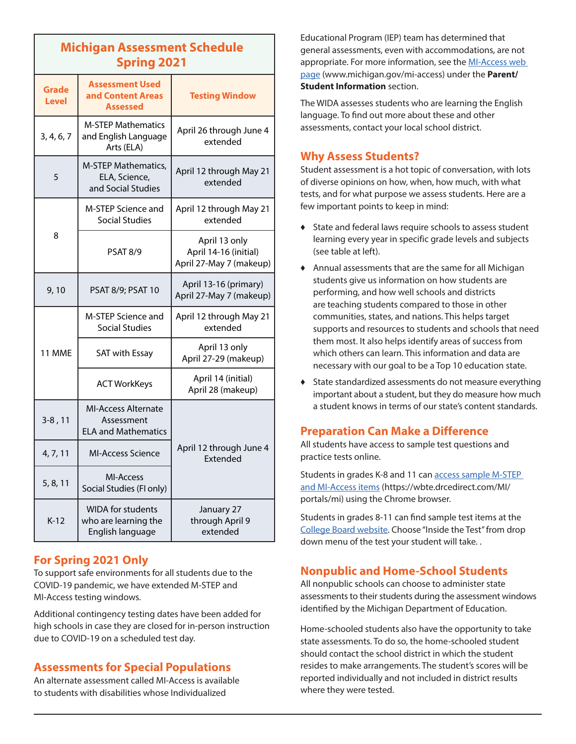## Michigan Assessment Schedule Spring 2021

| Grade Level | Assessment Used and Content Areas Assessed | Testing Window |
|---|---|---|
| 3, 4, 6, 7 | M-STEP Mathematics and English Language Arts (ELA) | April 26 through June 4 extended |
| 5 | M-STEP Mathematics, ELA, Science, and Social Studies | April 12 through May 21 extended |
| 8 | M-STEP Science and Social Studies | April 12 through May 21 extended |
| | PSAT 8/9 | April 13 only<br>April 14-16 (initial)<br>April 27-May 7 (makeup) |
| 9, 10 | PSAT 8/9; PSAT 10 | April 13-16 (primary)<br>April 27-May 7 (makeup) |
| 11 MME | M-STEP Science and Social Studies | April 12 through May 21 extended |
| | SAT with Essay | April 13 only<br>April 27-29 (makeup) |
| | ACT WorkKeys | April 14 (initial)<br>April 28 (makeup) |
| 3-8 , 11 | MI-Access Alternate Assessment ELA and Mathematics | April 12 through June 4 Extended |
| 4, 7, 11 | MI-Access Science | |
| 5, 8, 11 | MI-Access Social Studies (FI only) | |
| K-12 | WIDA for students who are learning the English language | January 27 through April 9 extended |

## For Spring 2021 Only

To support safe environments for all students due to the COVID-19 pandemic, we have extended M-STEP and MI-Access testing windows.

Additional contingency testing dates have been added for high schools in case they are closed for in-person instruction due to COVID-19 on a scheduled test day.

## Assessments for Special Populations

An alternate assessment called MI-Access is available to students with disabilities whose Individualized Educational Program (IEP) team has determined that general assessments, even with accommodations, are not appropriate. For more information, see the MI-Access web page (www.michigan.gov/mi-access) under the **Parent/Student Information** section.

The WIDA assesses students who are learning the English language. To find out more about these and other assessments, contact your local school district.

## Why Assess Students?

Student assessment is a hot topic of conversation, with lots of diverse opinions on how, when, how much, with what tests, and for what purpose we assess students. Here are a few important points to keep in mind:

- State and federal laws require schools to assess student learning every year in specific grade levels and subjects (see table at left).
- Annual assessments that are the same for all Michigan students give us information on how students are performing, and how well schools and districts are teaching students compared to those in other communities, states, and nations. This helps target supports and resources to students and schools that need them most. It also helps identify areas of success from which others can learn. This information and data are necessary with our goal to be a Top 10 education state.
- State standardized assessments do not measure everything important about a student, but they do measure how much a student knows in terms of our state's content standards.

## Preparation Can Make a Difference

All students have access to sample test questions and practice tests online.

Students in grades K-8 and 11 can access sample M-STEP and MI-Access items (https://wbte.drcedirect.com/MI/portals/mi) using the Chrome browser.

Students in grades 8-11 can find sample test items at the College Board website. Choose "Inside the Test" from drop down menu of the test your student will take. .

## Nonpublic and Home-School Students

All nonpublic schools can choose to administer state assessments to their students during the assessment windows identified by the Michigan Department of Education.

Home-schooled students also have the opportunity to take state assessments. To do so, the home-schooled student should contact the school district in which the student resides to make arrangements. The student's scores will be reported individually and not included in district results where they were tested.